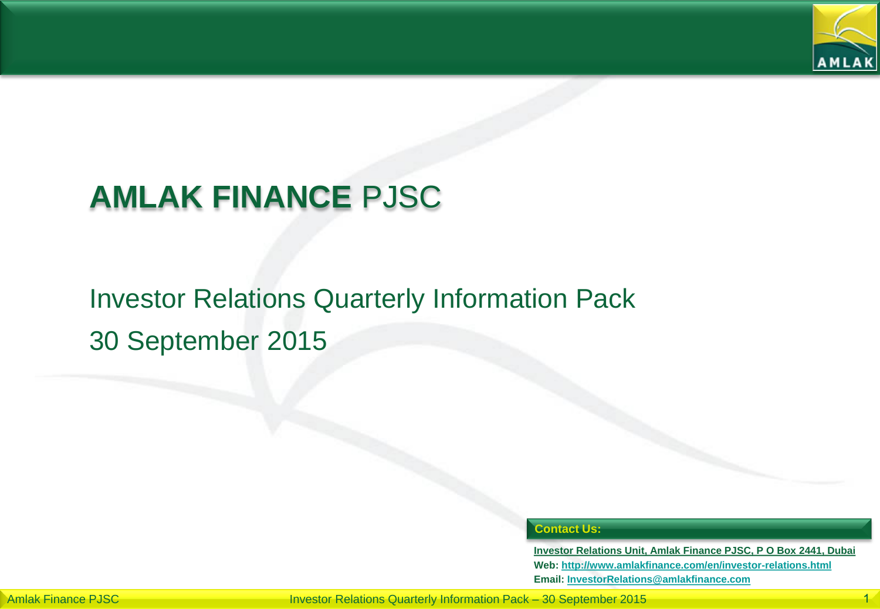# **AMLAK FINANCE** PJSC

## Investor Relations Quarterly Information Pack

## 30 September 2015

**Contact Us:**

**Investor Relations Unit, Amlak Finance PJSC, P O Box 2441, Dubai**

**Web:** **http://www.amlakfinance.com/en/investor-relations.html**

**Email:** **InvestorRelations@amlakfinance.com**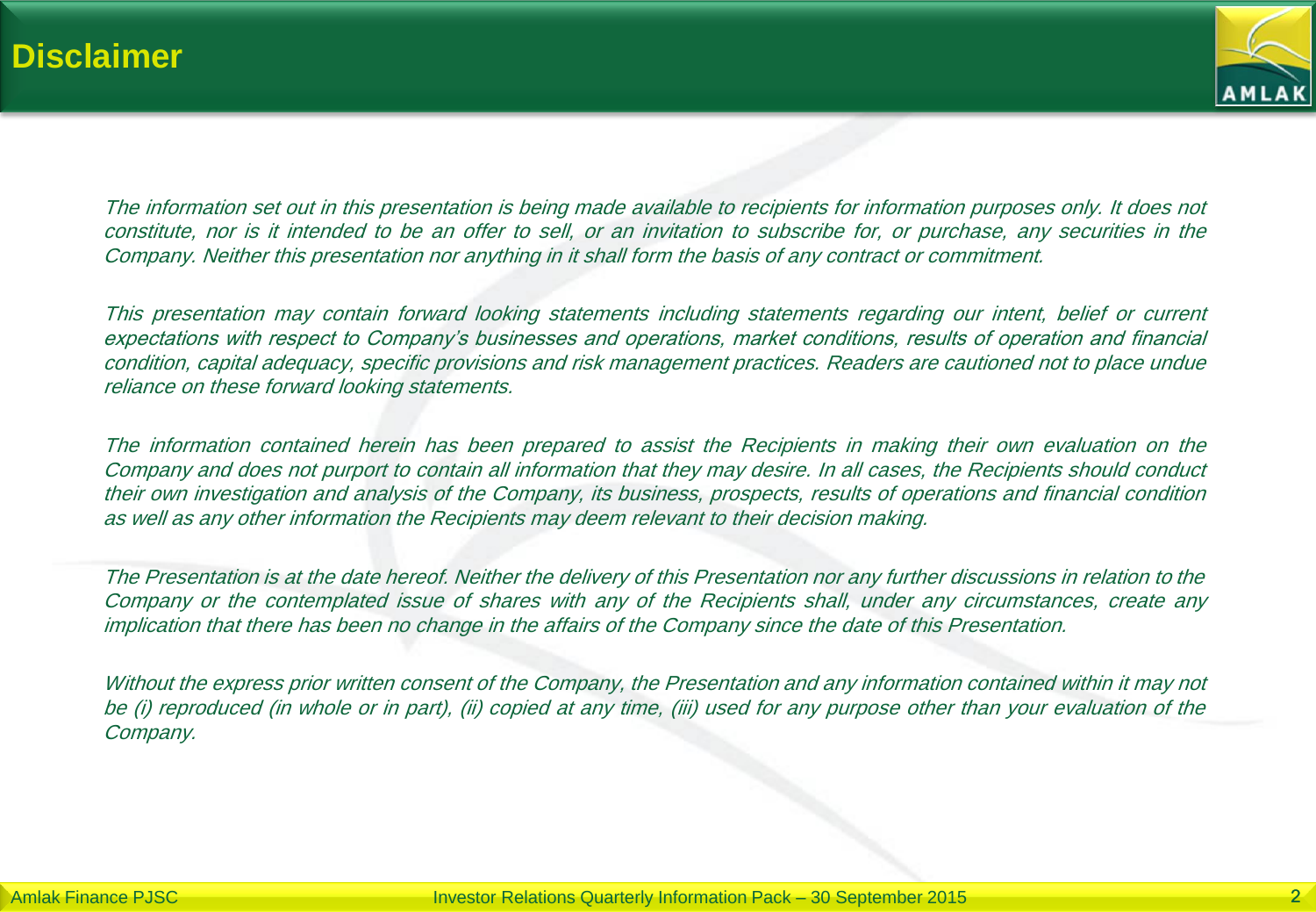# Disclaimer

*The information set out in this presentation is being made available to recipients for information purposes only. It does not constitute, nor is it intended to be an offer to sell, or an invitation to subscribe for, or purchase, any securities in the Company. Neither this presentation nor anything in it shall form the basis of any contract or commitment.*

*This presentation may contain forward looking statements including statements regarding our intent, belief or current expectations with respect to Company's businesses and operations, market conditions, results of operation and financial condition, capital adequacy, specific provisions and risk management practices. Readers are cautioned not to place undue reliance on these forward looking statements.*

*The information contained herein has been prepared to assist the Recipients in making their own evaluation on the Company and does not purport to contain all information that they may desire. In all cases, the Recipients should conduct their own investigation and analysis of the Company, its business, prospects, results of operations and financial condition as well as any other information the Recipients may deem relevant to their decision making.*

*The Presentation is at the date hereof. Neither the delivery of this Presentation nor any further discussions in relation to the Company or the contemplated issue of shares with any of the Recipients shall, under any circumstances, create any implication that there has been no change in the affairs of the Company since the date of this Presentation.*

*Without the express prior written consent of the Company, the Presentation and any information contained within it may not be (i) reproduced (in whole or in part), (ii) copied at any time, (iii) used for any purpose other than your evaluation of the Company.*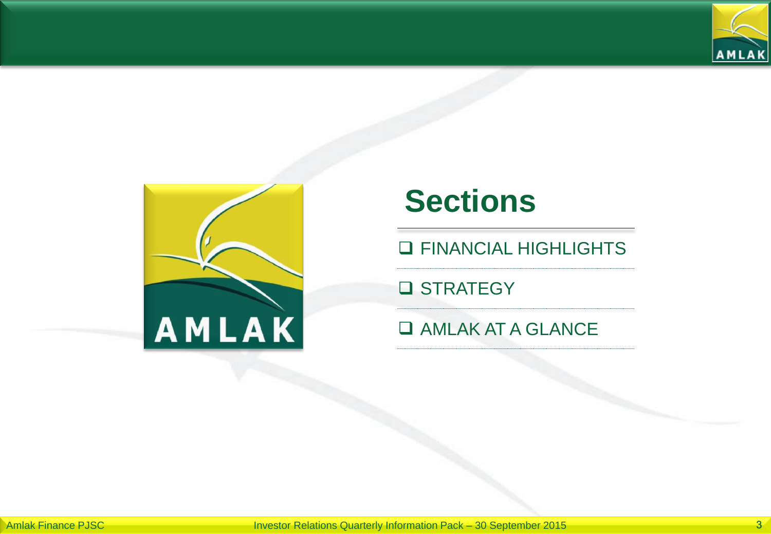# Sections

- FINANCIAL HIGHLIGHTS
- STRATEGY
- AMLAK AT A GLANCE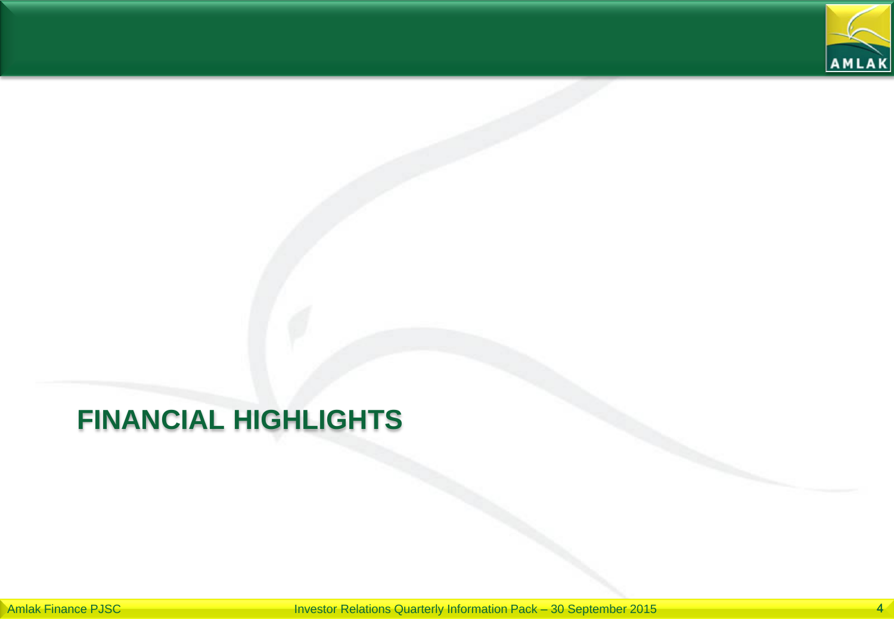# FINANCIAL HIGHLIGHTS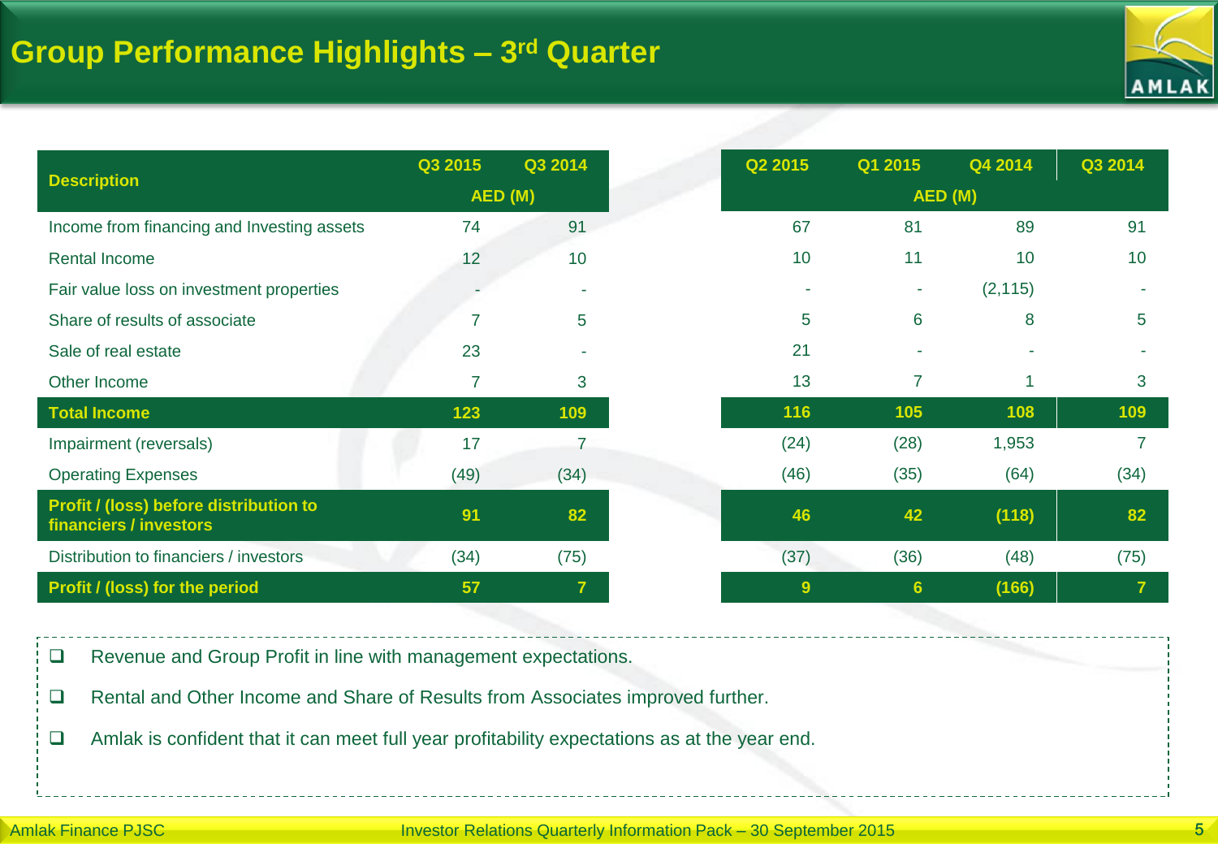# Group Performance Highlights – 3rd Quarter

| Description | Q3 2015 | Q3 2014 | Q2 2015 | Q1 2015 | Q4 2014 | Q3 2014 |
|---|---|---|---|---|---|---|
| | AED (M) | | AED (M) | | | |
| Income from financing and Investing assets | 74 | 91 | 67 | 81 | 89 | 91 |
| Rental Income | 12 | 10 | 10 | 11 | 10 | 10 |
| Fair value loss on investment properties | - | - | - | - | (2,115) | - |
| Share of results of associate | 7 | 5 | 5 | 6 | 8 | 5 |
| Sale of real estate | 23 | - | 21 | - | - | - |
| Other Income | 7 | 3 | 13 | 7 | 1 | 3 |
| **Total Income** | **123** | **109** | **116** | **105** | **108** | **109** |
| Impairment (reversals) | 17 | 7 | (24) | (28) | 1,953 | 7 |
| Operating Expenses | (49) | (34) | (46) | (35) | (64) | (34) |
| **Profit / (loss) before distribution to financiers / investors** | **91** | **82** | **46** | **42** | **(118)** | **82** |
| Distribution to financiers / investors | (34) | (75) | (37) | (36) | (48) | (75) |
| **Profit / (loss) for the period** | **57** | **7** | **9** | **6** | **(166)** | **7** |

- Revenue and Group Profit in line with management expectations.
- Rental and Other Income and Share of Results from Associates improved further.
- Amlak is confident that it can meet full year profitability expectations as at the year end.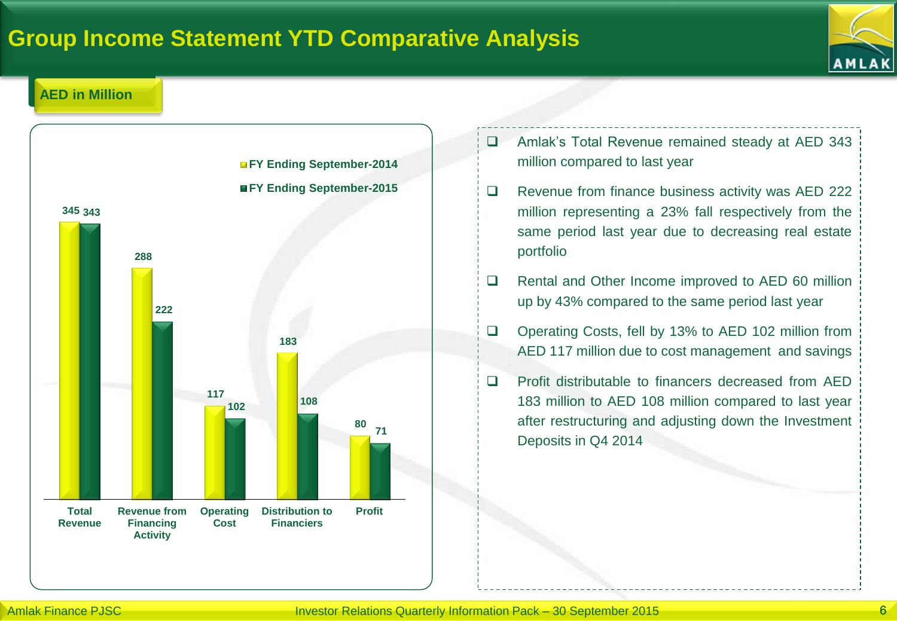# Group Income Statement YTD Comparative Analysis

**AED in Million**

| | FY Ending September-2014 | FY Ending September-2015 |
|---|---|---|
| Total Revenue | 345 | 343 |
| Revenue from Financing Activity | 288 | 222 |
| Operating Cost | 117 | 102 |
| Distribution to Financiers | 183 | 108 |
| Profit | 80 | 71 |

- Amlak's Total Revenue remained steady at AED 343 million compared to last year
- Revenue from finance business activity was AED 222 million representing a 23% fall respectively from the same period last year due to decreasing real estate portfolio
- Rental and Other Income improved to AED 60 million up by 43% compared to the same period last year
- Operating Costs, fell by 13% to AED 102 million from AED 117 million due to cost management and savings
- Profit distributable to financers decreased from AED 183 million to AED 108 million compared to last year after restructuring and adjusting down the Investment Deposits in Q4 2014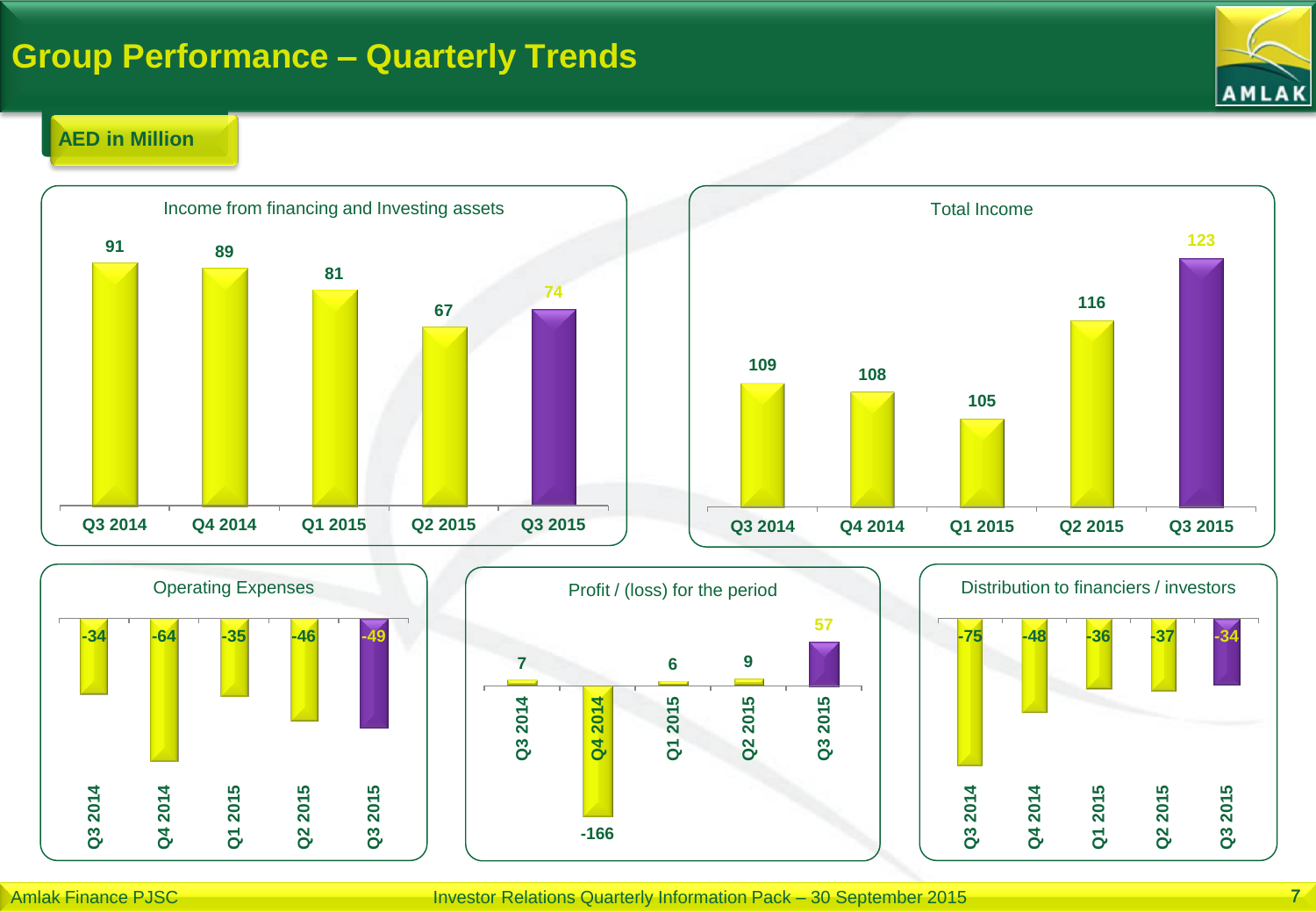# Group Performance – Quarterly Trends

**AED in Million**

### Income from financing and Investing assets

| Q3 2014 | Q4 2014 | Q1 2015 | Q2 2015 | Q3 2015 |
|---|---|---|---|---|
| 91 | 89 | 81 | 67 | 74 |

### Total Income

| Q3 2014 | Q4 2014 | Q1 2015 | Q2 2015 | Q3 2015 |
|---|---|---|---|---|
| 109 | 108 | 105 | 116 | 123 |

### Operating Expenses

| Q3 2014 | Q4 2014 | Q1 2015 | Q2 2015 | Q3 2015 |
|---|---|---|---|---|
| -34 | -64 | -35 | -46 | -49 |

### Profit / (loss) for the period

| Q3 2014 | Q4 2014 | Q1 2015 | Q2 2015 | Q3 2015 |
|---|---|---|---|---|
| 7 | -166 | 6 | 9 | 57 |

### Distribution to financiers / investors

| Q3 2014 | Q4 2014 | Q1 2015 | Q2 2015 | Q3 2015 |
|---|---|---|---|---|
| -75 | -48 | -36 | -37 | -34 |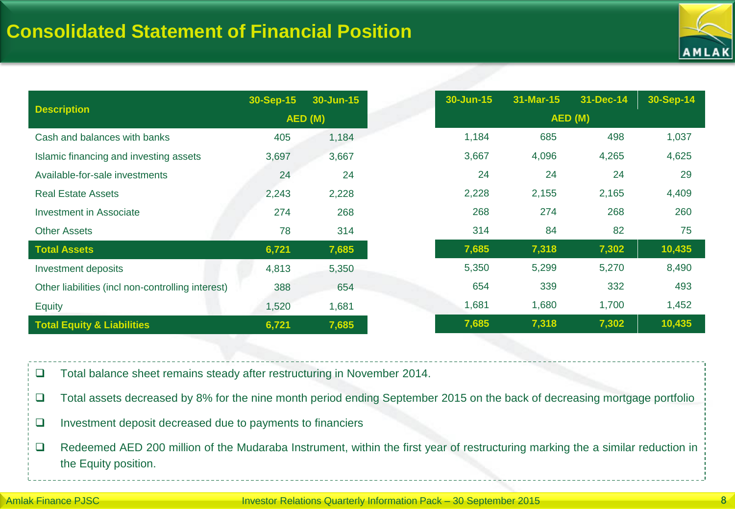# Consolidated Statement of Financial Position

| Description | 30-Sep-15 | 30-Jun-15 |
|---|---|---|
| | AED (M) | |
| Cash and balances with banks | 405 | 1,184 |
| Islamic financing and investing assets | 3,697 | 3,667 |
| Available-for-sale investments | 24 | 24 |
| Real Estate Assets | 2,243 | 2,228 |
| Investment in Associate | 274 | 268 |
| Other Assets | 78 | 314 |
| **Total Assets** | **6,721** | **7,685** |
| Investment deposits | 4,813 | 5,350 |
| Other liabilities (incl non-controlling interest) | 388 | 654 |
| Equity | 1,520 | 1,681 |
| **Total Equity & Liabilities** | **6,721** | **7,685** |

| 30-Jun-15 | 31-Mar-15 | 31-Dec-14 | 30-Sep-14 |
|---|---|---|---|
| AED (M) | | | |
| 1,184 | 685 | 498 | 1,037 |
| 3,667 | 4,096 | 4,265 | 4,625 |
| 24 | 24 | 24 | 29 |
| 2,228 | 2,155 | 2,165 | 4,409 |
| 268 | 274 | 268 | 260 |
| 314 | 84 | 82 | 75 |
| **7,685** | **7,318** | **7,302** | **10,435** |
| 5,350 | 5,299 | 5,270 | 8,490 |
| 654 | 339 | 332 | 493 |
| 1,681 | 1,680 | 1,700 | 1,452 |
| **7,685** | **7,318** | **7,302** | **10,435** |

- Total balance sheet remains steady after restructuring in November 2014.
- Total assets decreased by 8% for the nine month period ending September 2015 on the back of decreasing mortgage portfolio
- Investment deposit decreased due to payments to financiers
- Redeemed AED 200 million of the Mudaraba Instrument, within the first year of restructuring marking the a similar reduction in the Equity position.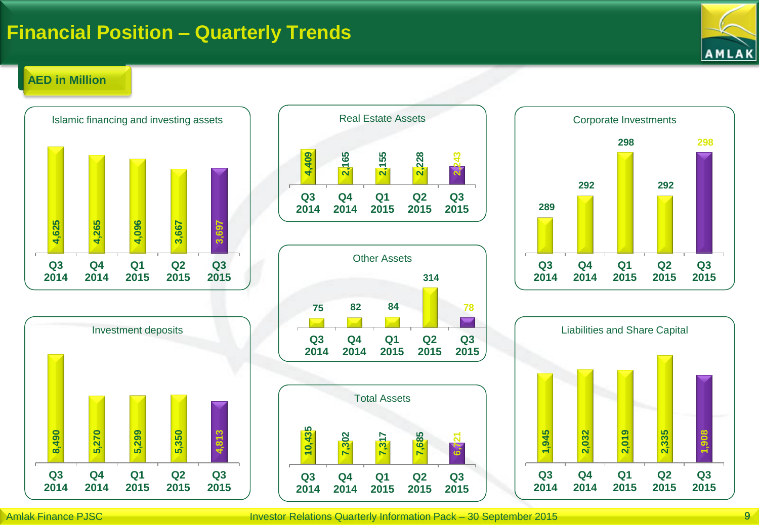# Financial Position – Quarterly Trends

**AED in Million**

### Islamic financing and investing assets

| Q3 2014 | Q4 2014 | Q1 2015 | Q2 2015 | Q3 2015 |
|---|---|---|---|---|
| 4,625 | 4,265 | 4,096 | 3,667 | 3,697 |

### Real Estate Assets

| Q3 2014 | Q4 2014 | Q1 2015 | Q2 2015 | Q3 2015 |
|---|---|---|---|---|
| 4,409 | 2,165 | 2,155 | 2,228 | 2,243 |

### Corporate Investments

| Q3 2014 | Q4 2014 | Q1 2015 | Q2 2015 | Q3 2015 |
|---|---|---|---|---|
| 289 | 292 | 298 | 292 | 298 |

### Other Assets

| Q3 2014 | Q4 2014 | Q1 2015 | Q2 2015 | Q3 2015 |
|---|---|---|---|---|
| 75 | 82 | 84 | 314 | 78 |

### Investment deposits

| Q3 2014 | Q4 2014 | Q1 2015 | Q2 2015 | Q3 2015 |
|---|---|---|---|---|
| 8,490 | 5,270 | 5,299 | 5,350 | 4,813 |

### Total Assets

| Q3 2014 | Q4 2014 | Q1 2015 | Q2 2015 | Q3 2015 |
|---|---|---|---|---|
| 10,435 | 7,302 | 7,317 | 7,685 | 6,721 |

### Liabilities and Share Capital

| Q3 2014 | Q4 2014 | Q1 2015 | Q2 2015 | Q3 2015 |
|---|---|---|---|---|
| 1,945 | 2,032 | 2,019 | 2,335 | 1,908 |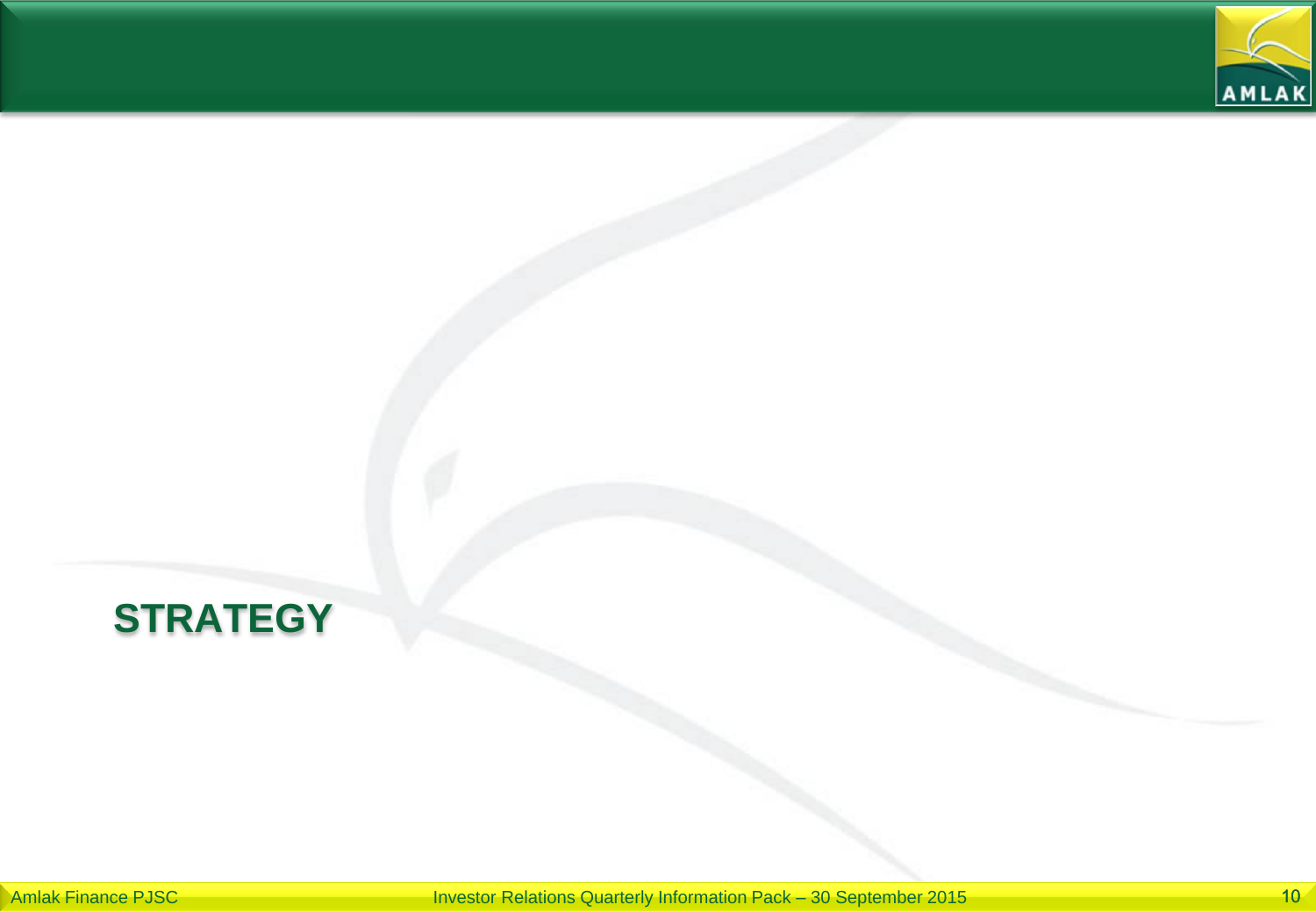# STRATEGY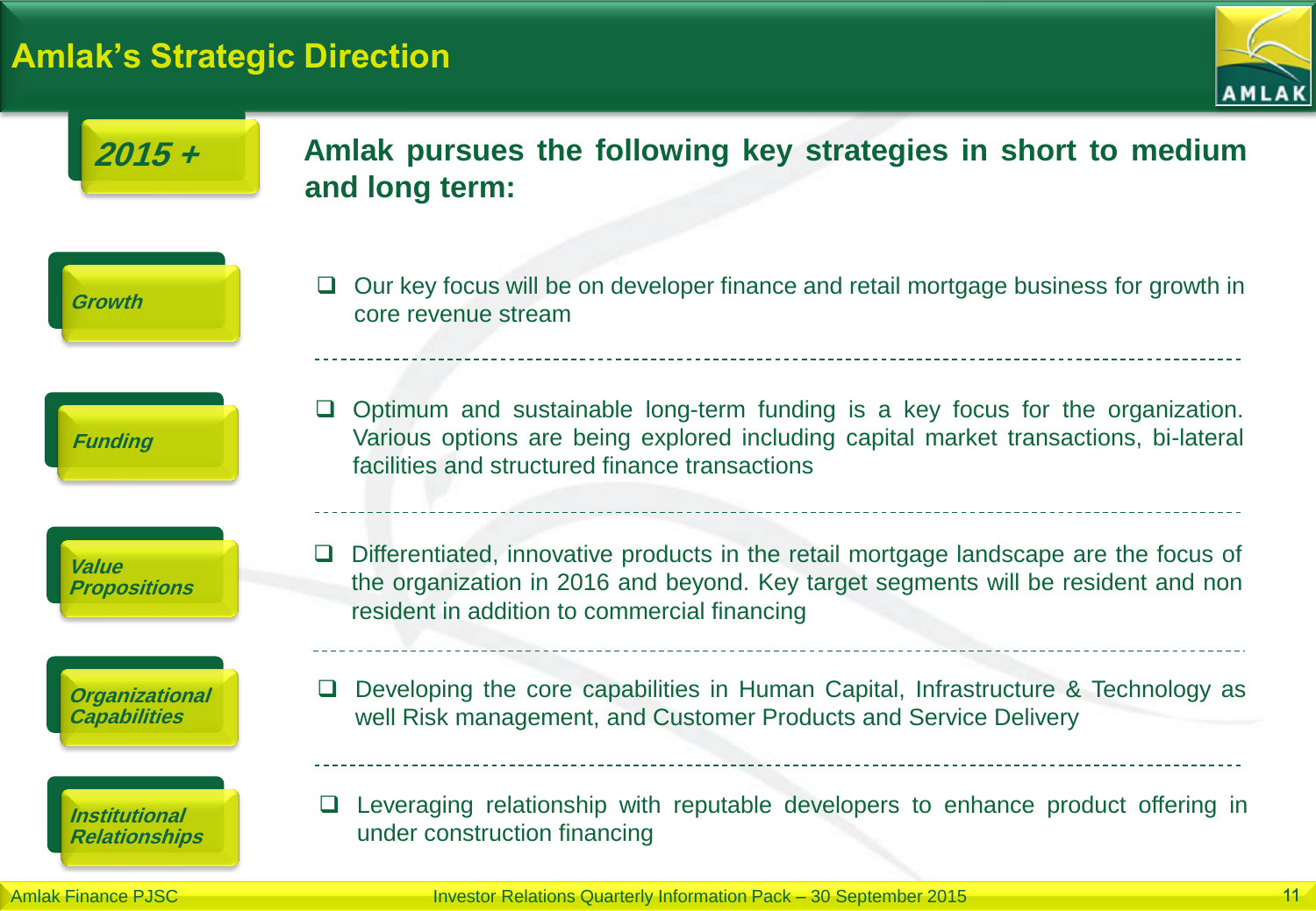# Amlak's Strategic Direction

**2015 +**

**Amlak pursues the following key strategies in short to medium and long term:**

| | |
|---|---|
| ***Growth*** | Our key focus will be on developer finance and retail mortgage business for growth in core revenue stream |
| ***Funding*** | Optimum and sustainable long-term funding is a key focus for the organization. Various options are being explored including capital market transactions, bi-lateral facilities and structured finance transactions |
| ***Value Propositions*** | Differentiated, innovative products in the retail mortgage landscape are the focus of the organization in 2016 and beyond. Key target segments will be resident and non resident in addition to commercial financing |
| ***Organizational Capabilities*** | Developing the core capabilities in Human Capital, Infrastructure & Technology as well Risk management, and Customer Products and Service Delivery |
| ***Institutional Relationships*** | Leveraging relationship with reputable developers to enhance product offering in under construction financing |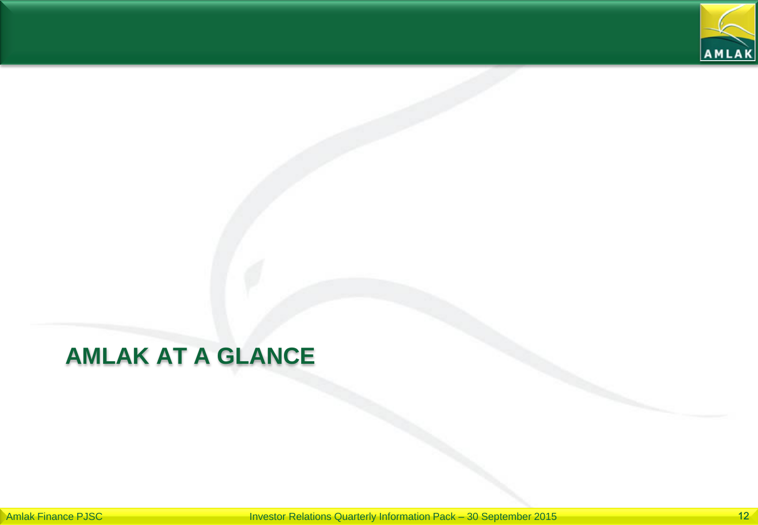# AMLAK AT A GLANCE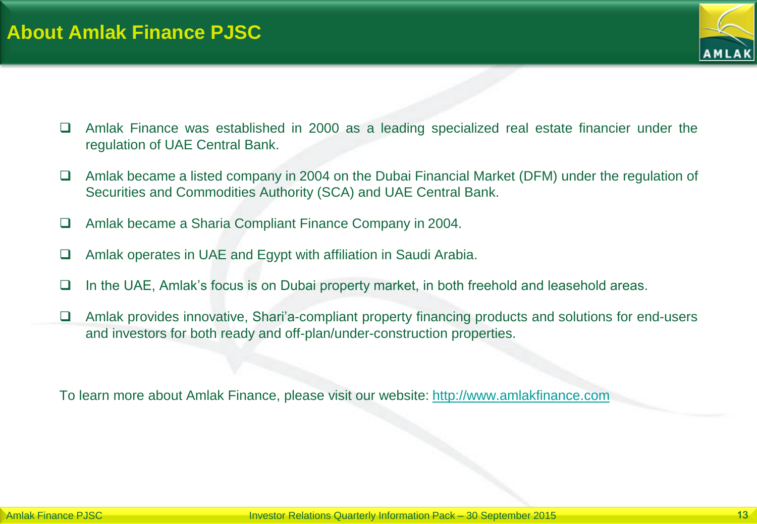# About Amlak Finance PJSC

- Amlak Finance was established in 2000 as a leading specialized real estate financier under the regulation of UAE Central Bank.
- Amlak became a listed company in 2004 on the Dubai Financial Market (DFM) under the regulation of Securities and Commodities Authority (SCA) and UAE Central Bank.
- Amlak became a Sharia Compliant Finance Company in 2004.
- Amlak operates in UAE and Egypt with affiliation in Saudi Arabia.
- In the UAE, Amlak's focus is on Dubai property market, in both freehold and leasehold areas.
- Amlak provides innovative, Shari'a-compliant property financing products and solutions for end-users and investors for both ready and off-plan/under-construction properties.

To learn more about Amlak Finance, please visit our website: [http://www.amlakfinance.com](http://www.amlakfinance.com)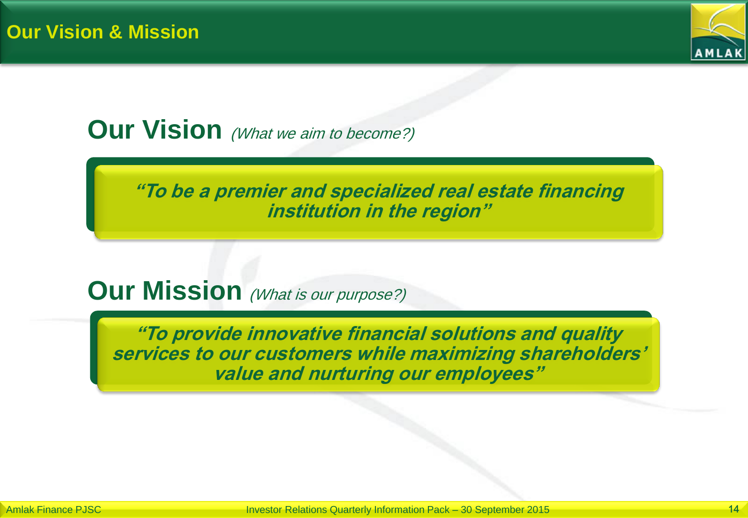# Our Vision & Mission

## Our Vision *(What we aim to become?)*

***"To be a premier and specialized real estate financing institution in the region"***

## Our Mission *(What is our purpose?)*

***"To provide innovative financial solutions and quality services to our customers while maximizing shareholders' value and nurturing our employees"***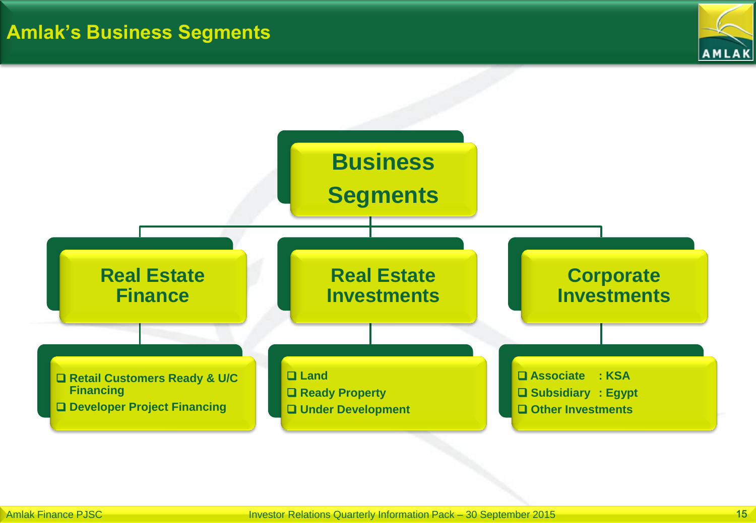# Amlak's Business Segments

## Business Segments

### Real Estate Finance

- Retail Customers Ready & U/C Financing
- Developer Project Financing

### Real Estate Investments

- Land
- Ready Property
- Under Development

### Corporate Investments

- Associate : KSA
- Subsidiary : Egypt
- Other Investments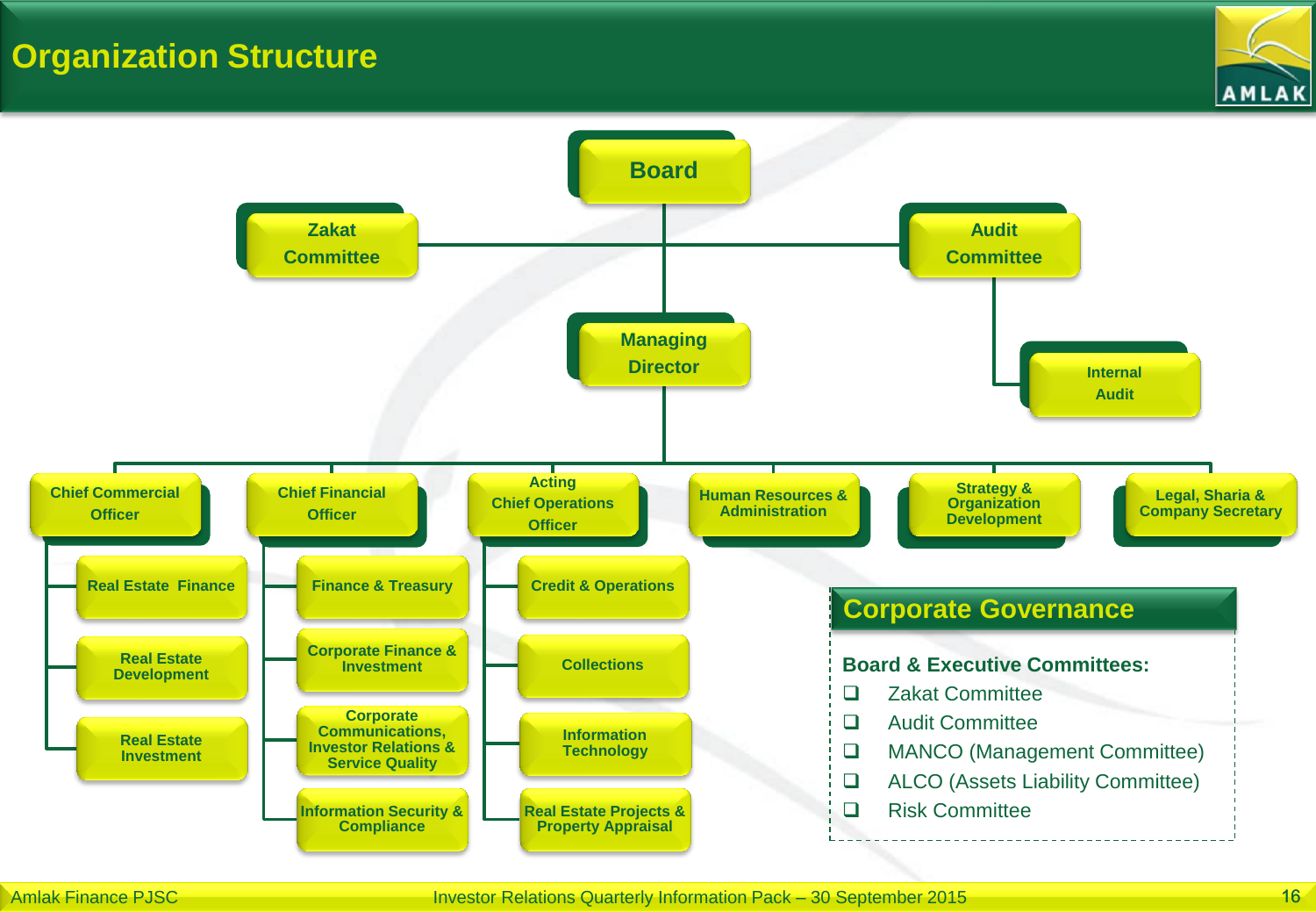# Organization Structure

- **Board**
  - Zakat Committee
  - Audit Committee
    - Internal Audit
  - **Managing Director**
    - Chief Commercial Officer
      - Real Estate Finance
      - Real Estate Development
      - Real Estate Investment
    - Chief Financial Officer
      - Finance & Treasury
      - Corporate Finance & Investment
      - Corporate Communications, Investor Relations & Service Quality
      - Information Security & Compliance
    - Acting Chief Operations Officer
      - Credit & Operations
      - Collections
      - Information Technology
      - Real Estate Projects & Property Appraisal
    - Human Resources & Administration
    - Strategy & Organization Development
    - Legal, Sharia & Company Secretary

## Corporate Governance

**Board & Executive Committees:**

- Zakat Committee
- Audit Committee
- MANCO (Management Committee)
- ALCO (Assets Liability Committee)
- Risk Committee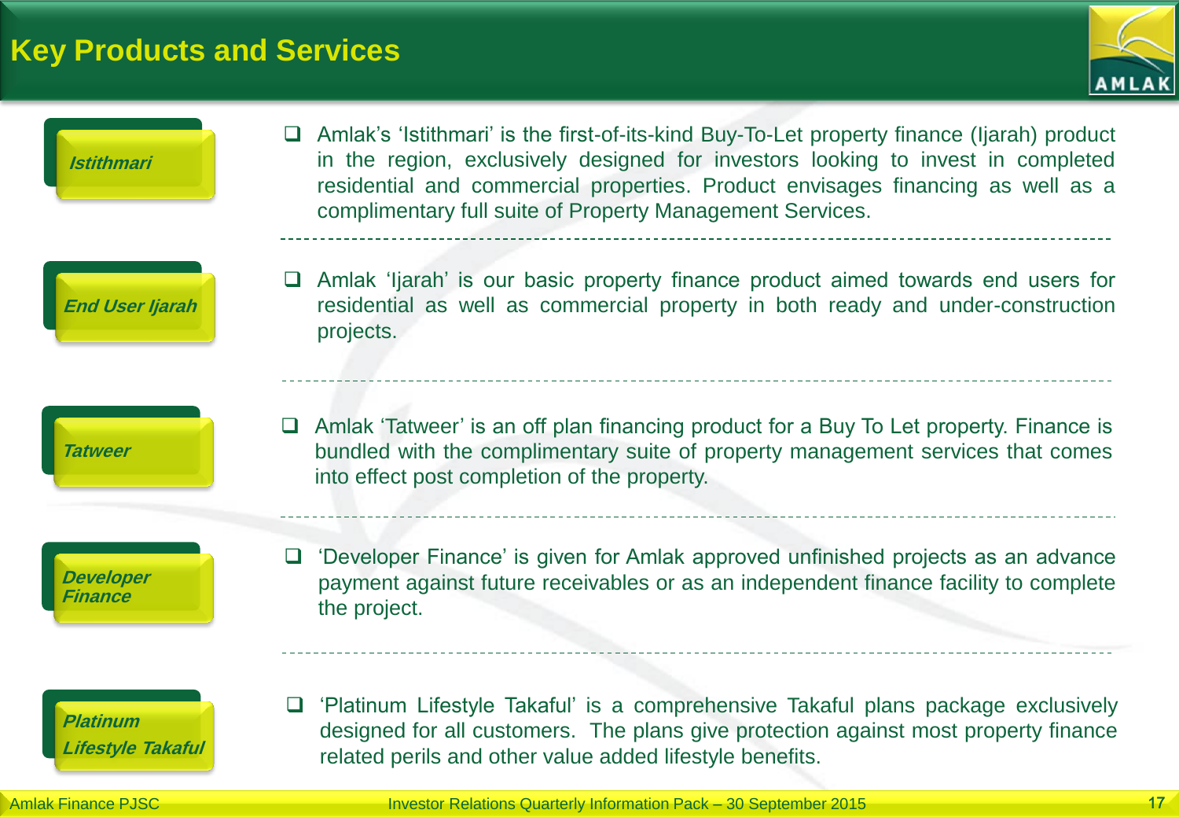# Key Products and Services

**Istithmari**

- Amlak's 'Istithmari' is the first-of-its-kind Buy-To-Let property finance (Ijarah) product in the region, exclusively designed for investors looking to invest in completed residential and commercial properties. Product envisages financing as well as a complimentary full suite of Property Management Services.

**End User Ijarah**

- Amlak 'Ijarah' is our basic property finance product aimed towards end users for residential as well as commercial property in both ready and under-construction projects.

**Tatweer**

- Amlak 'Tatweer' is an off plan financing product for a Buy To Let property. Finance is bundled with the complimentary suite of property management services that comes into effect post completion of the property.

**Developer Finance**

- 'Developer Finance' is given for Amlak approved unfinished projects as an advance payment against future receivables or as an independent finance facility to complete the project.

**Platinum Lifestyle Takaful**

- 'Platinum Lifestyle Takaful' is a comprehensive Takaful plans package exclusively designed for all customers. The plans give protection against most property finance related perils and other value added lifestyle benefits.